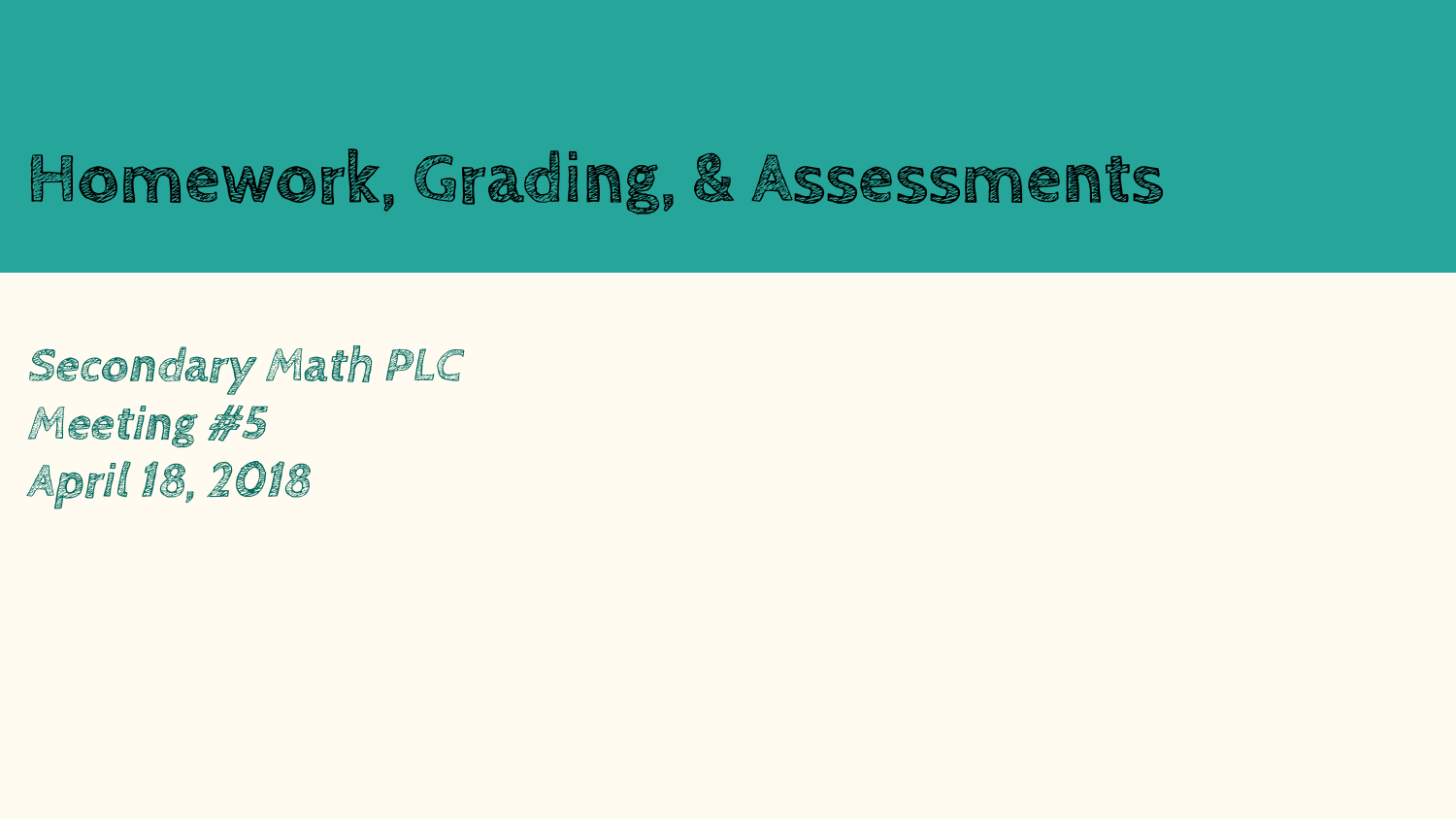# Homework, Grading, & Assessments

*Secondary Math PLC*
*Meeting #5*
*April 18, 2018*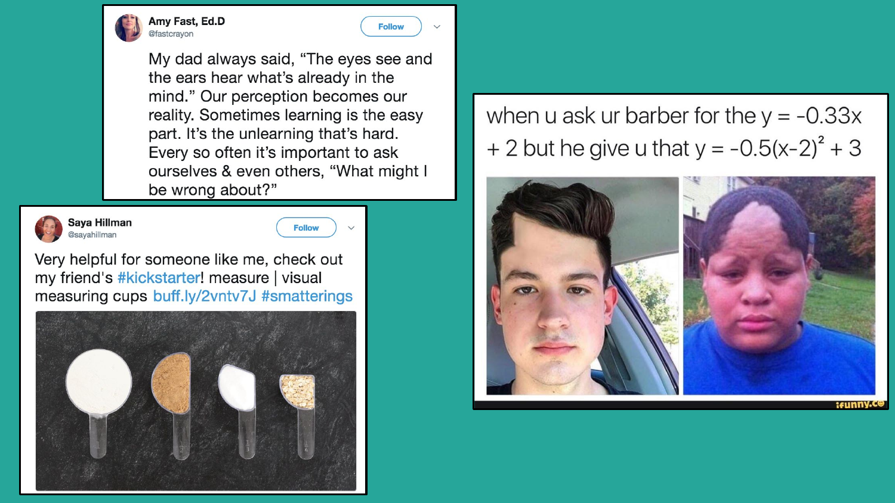**Amy Fast, Ed.D** @fastcrayon

My dad always said, "The eyes see and the ears hear what's already in the mind." Our perception becomes our reality. Sometimes learning is the easy part. It's the unlearning that's hard. Every so often it's important to ask ourselves & even others, "What might I be wrong about?"

**Saya Hillman** @sayahillman

Very helpful for someone like me, check out my friend's #kickstarter! measure | visual measuring cups buff.ly/2vntv7J #smatterings

when u ask ur barber for the $y = -0.33x + 2$ but he give u that $y = -0.5(x-2)^2 + 3$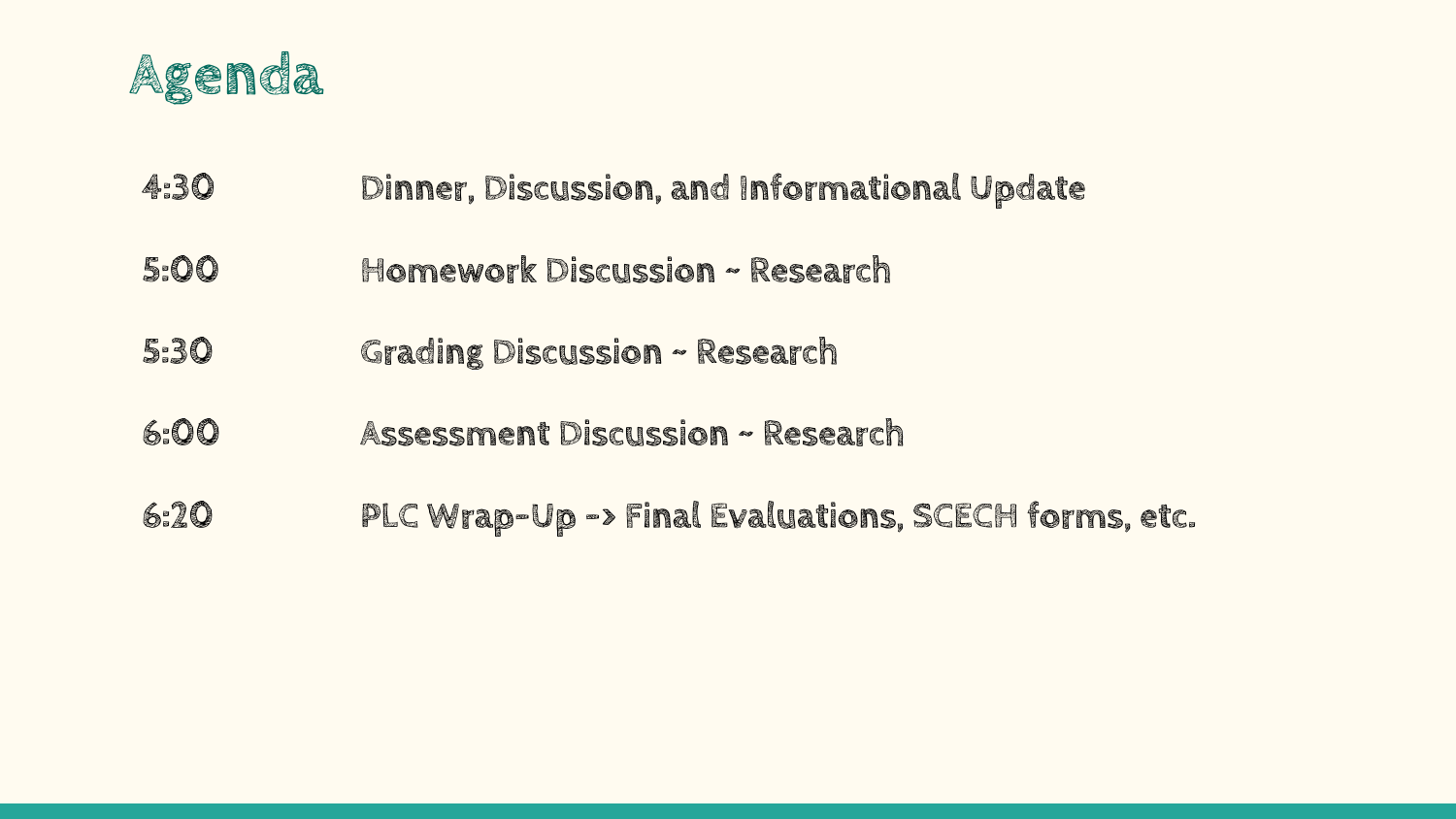# Agenda

| | |
|---|---|
| 4:30 | Dinner, Discussion, and Informational Update |
| 5:00 | Homework Discussion ~ Research |
| 5:30 | Grading Discussion ~ Research |
| 6:00 | Assessment Discussion ~ Research |
| 6:20 | PLC Wrap-Up -> Final Evaluations, SCECH forms, etc. |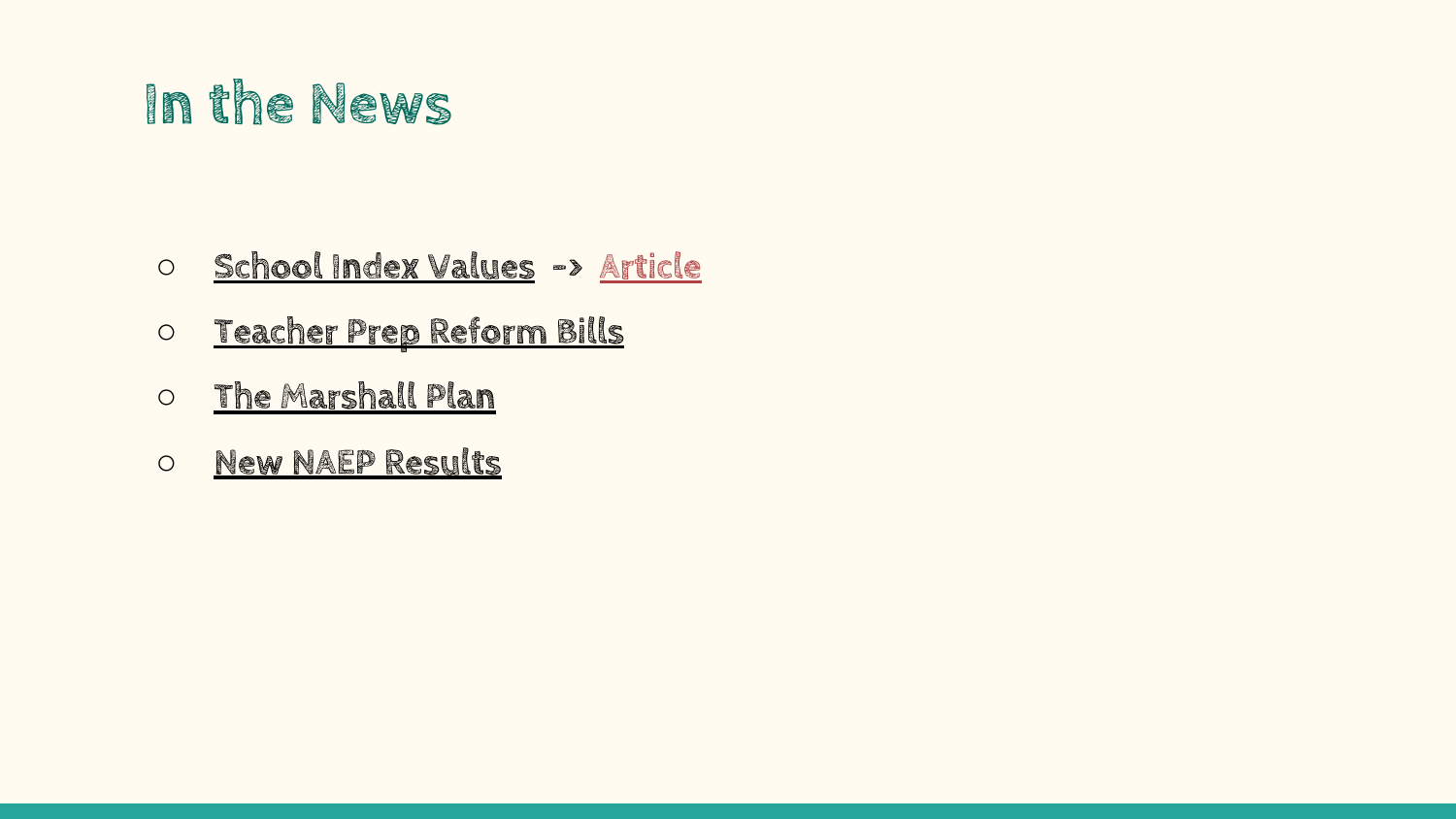# In the News

- School Index Values -> Article
- Teacher Prep Reform Bills
- The Marshall Plan
- New NAEP Results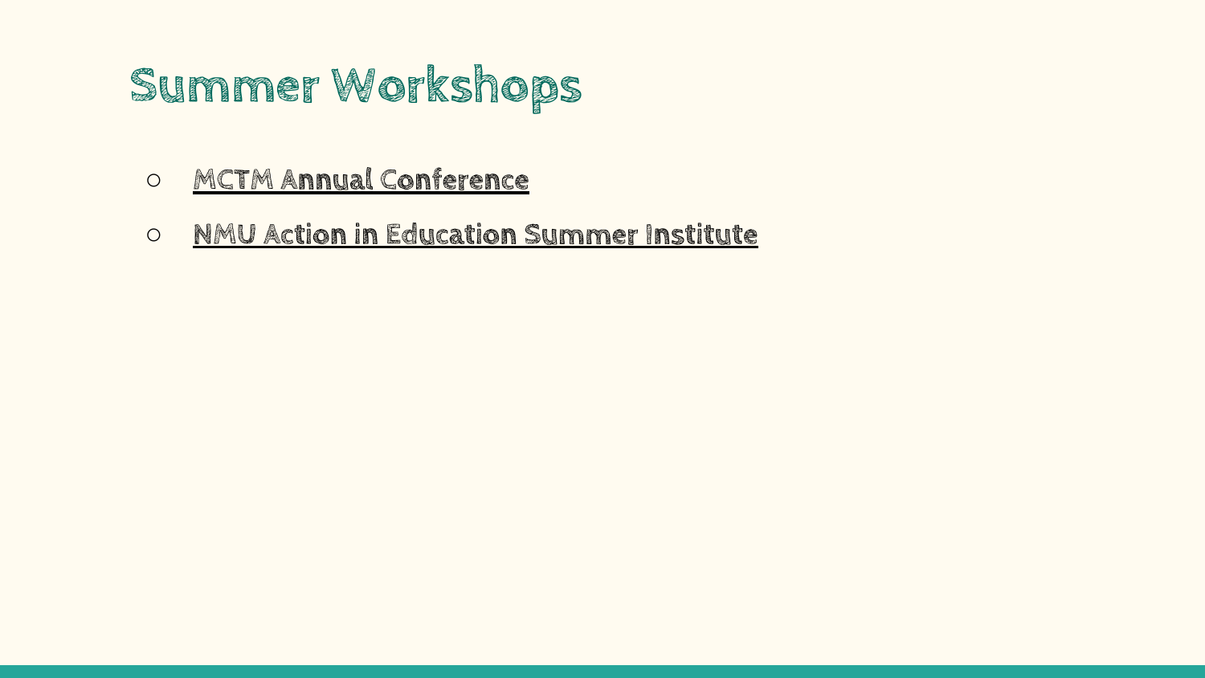# Summer Workshops

- MCTM Annual Conference
- NMU Action in Education Summer Institute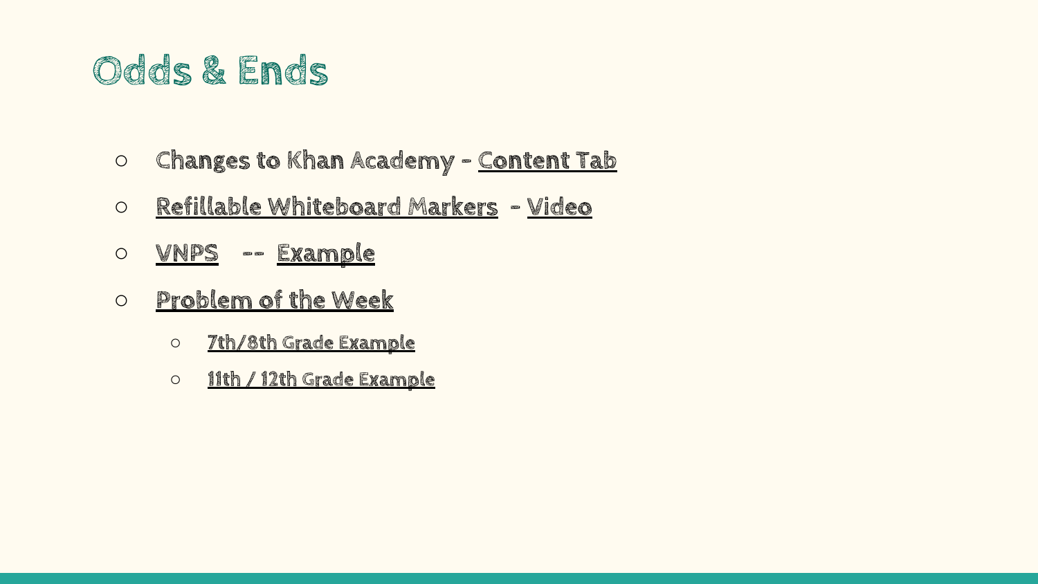# Odds & Ends

- Changes to Khan Academy - Content Tab
- Refillable Whiteboard Markers - Video
- VNPS -- Example
- Problem of the Week
  - 7th/8th Grade Example
  - 11th / 12th Grade Example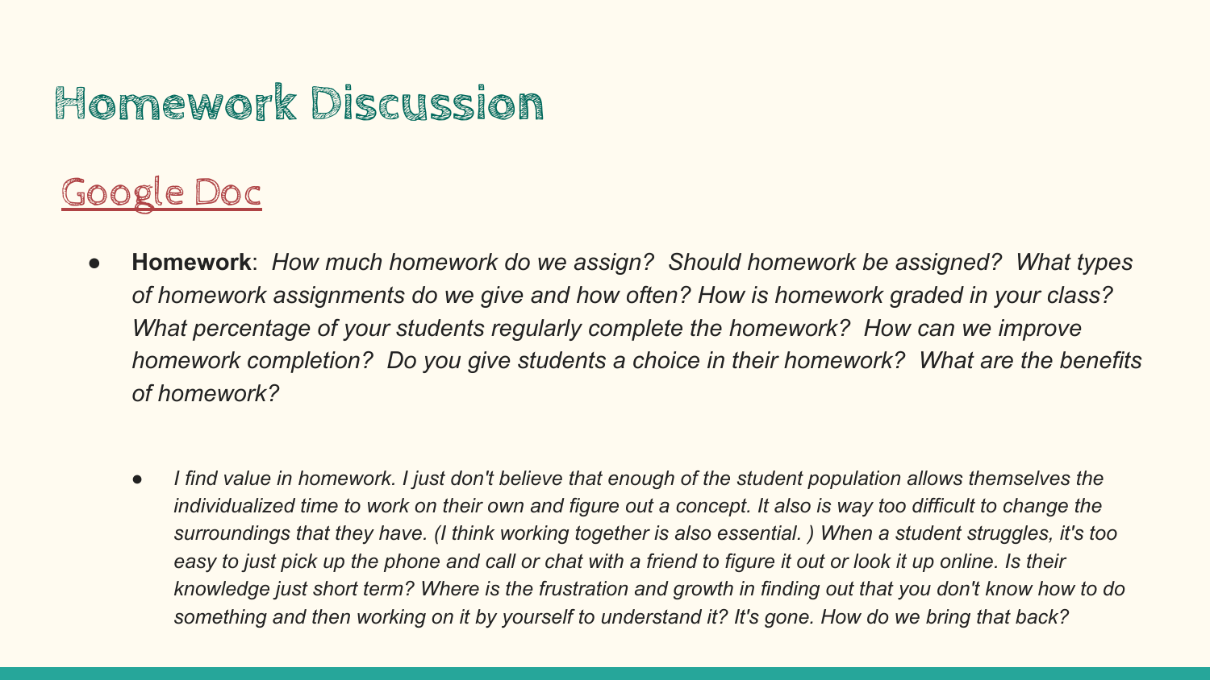# Homework Discussion

## Google Doc

- **Homework**: *How much homework do we assign? Should homework be assigned? What types of homework assignments do we give and how often? How is homework graded in your class? What percentage of your students regularly complete the homework? How can we improve homework completion? Do you give students a choice in their homework? What are the benefits of homework?*

    - *I find value in homework. I just don't believe that enough of the student population allows themselves the individualized time to work on their own and figure out a concept. It also is way too difficult to change the surroundings that they have. (I think working together is also essential. ) When a student struggles, it's too easy to just pick up the phone and call or chat with a friend to figure it out or look it up online. Is their knowledge just short term? Where is the frustration and growth in finding out that you don't know how to do something and then working on it by yourself to understand it? It's gone. How do we bring that back?*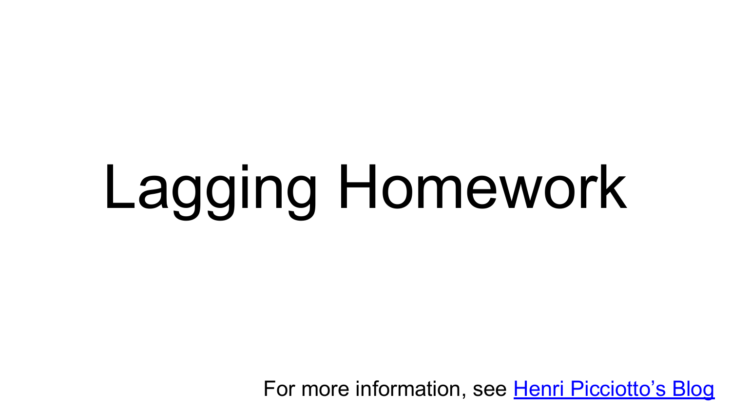# Lagging Homework

For more information, see [Henri Picciotto's Blog]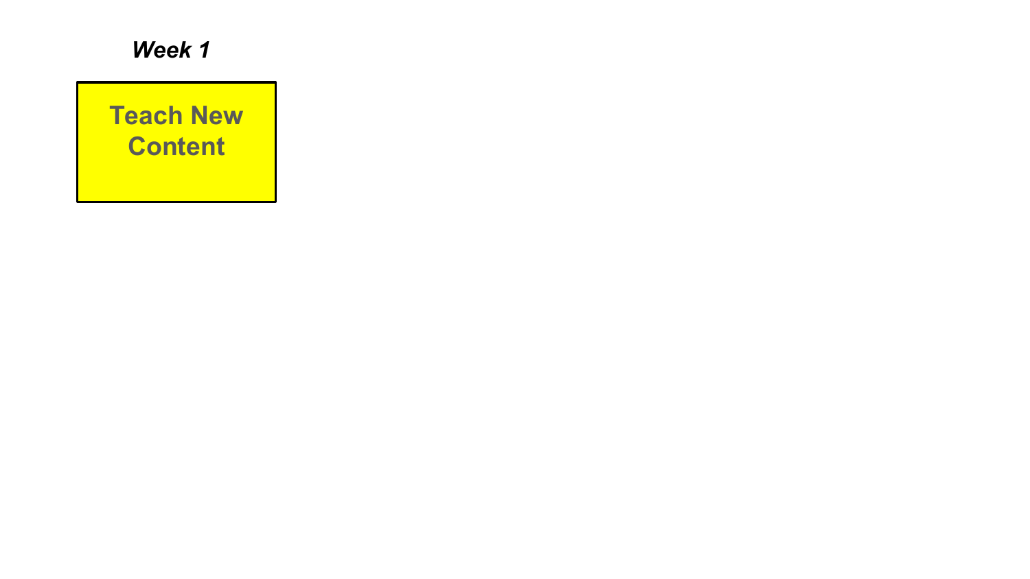***Week 1***

**Teach New Content**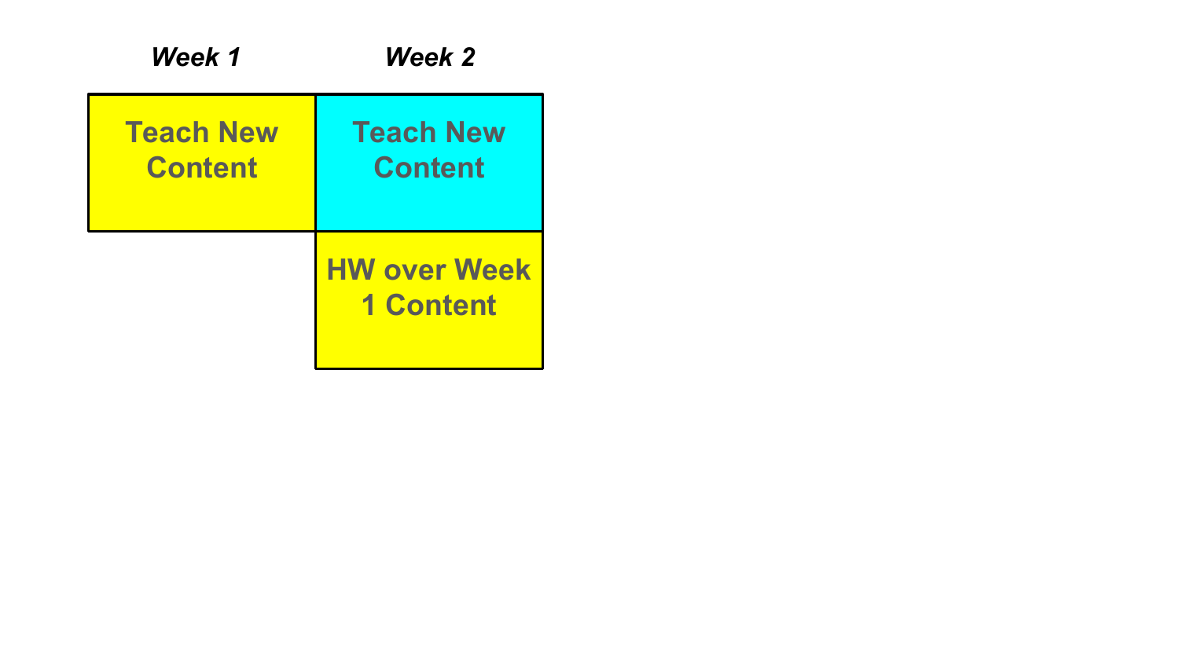| *Week 1* | *Week 2* |
| --- | --- |
| **Teach New Content** | **Teach New Content** |
| | **HW over Week 1 Content** |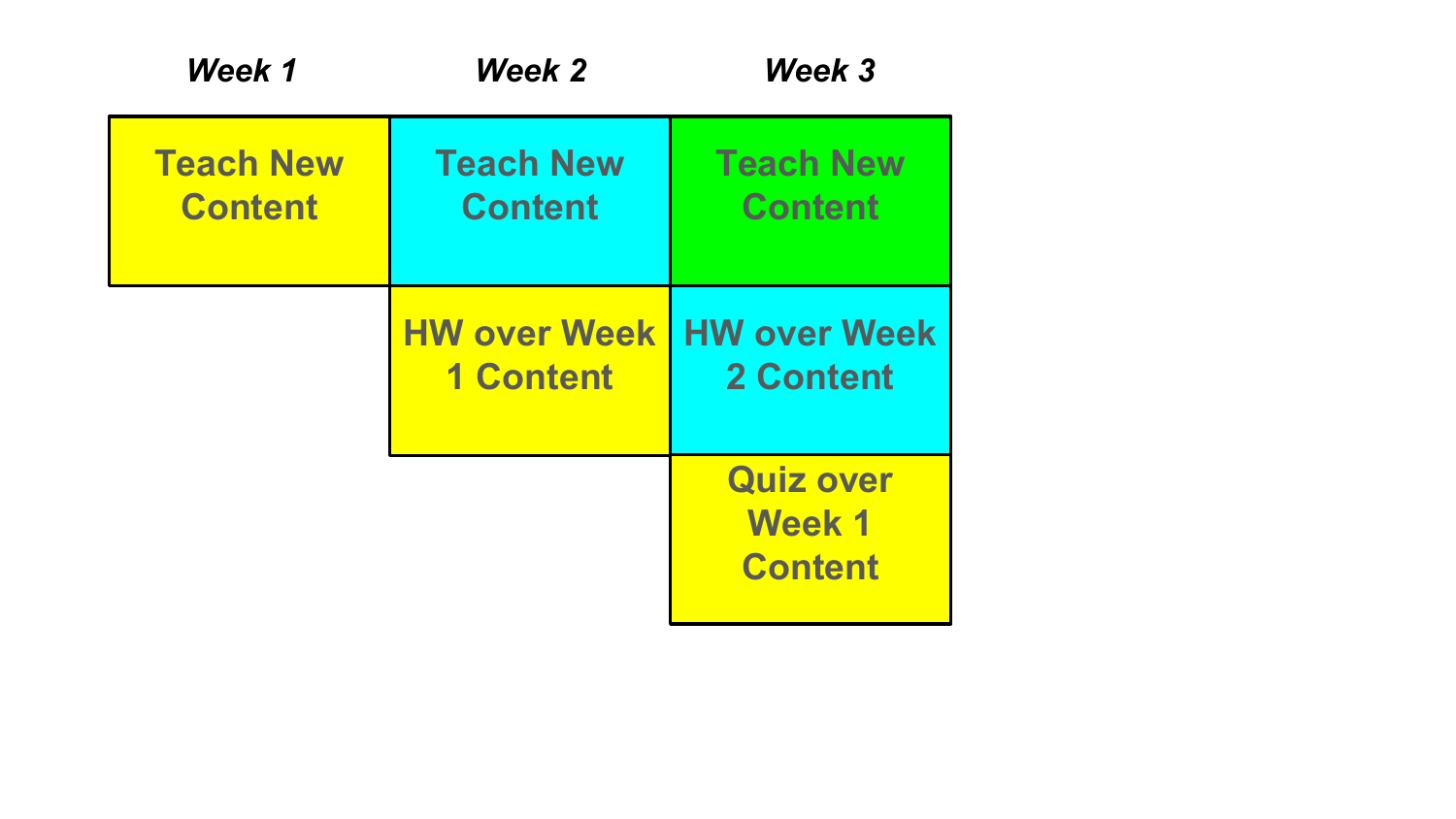| *Week 1* | *Week 2* | *Week 3* |
| --- | --- | --- |
| Teach New Content | Teach New Content | Teach New Content |
| | HW over Week 1 Content | HW over Week 2 Content |
| | | Quiz over Week 1 Content |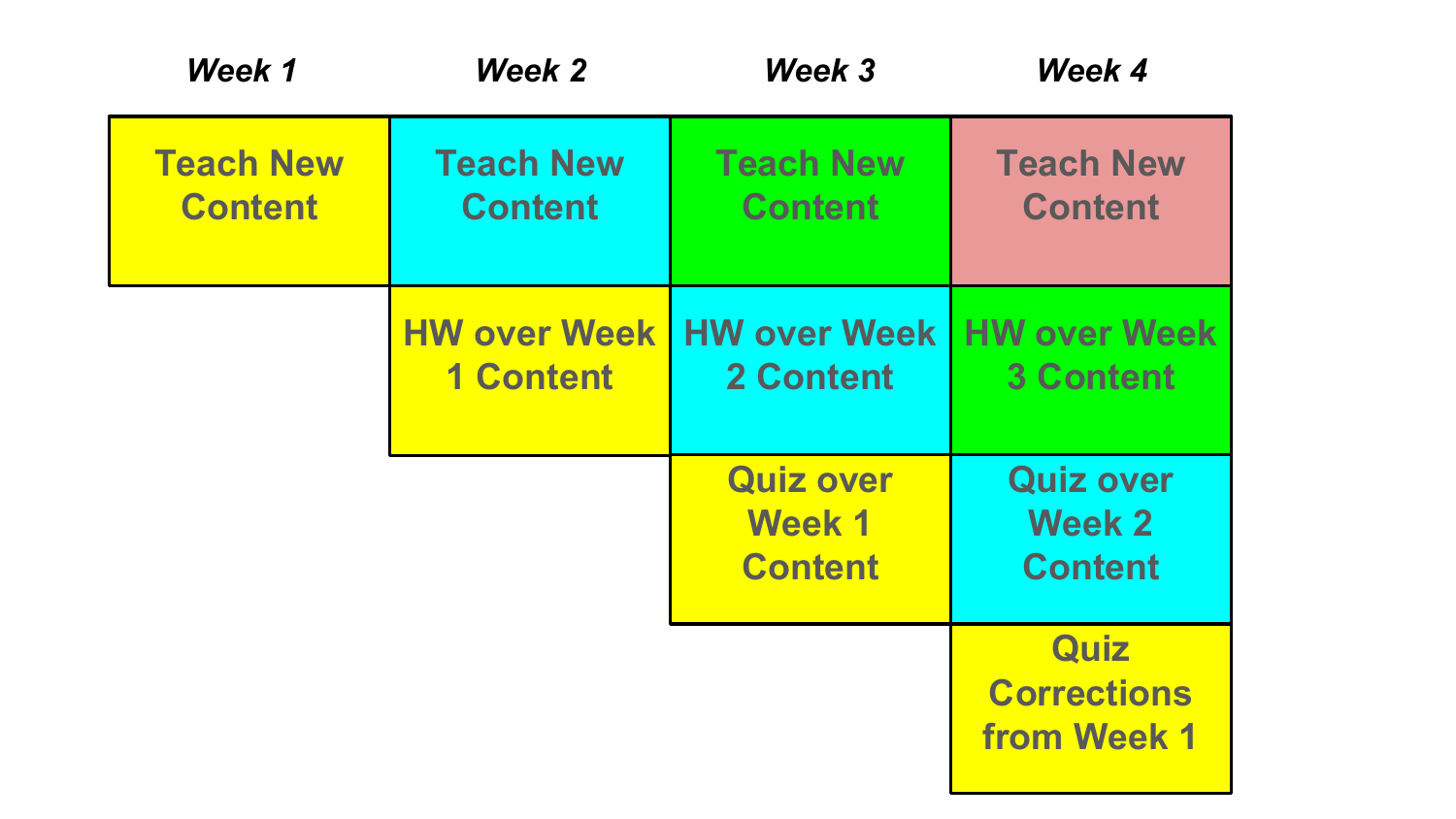| *Week 1* | *Week 2* | *Week 3* | *Week 4* |
| --- | --- | --- | --- |
| Teach New Content | Teach New Content | Teach New Content | Teach New Content |
| | HW over Week 1 Content | HW over Week 2 Content | HW over Week 3 Content |
| | | Quiz over Week 1 Content | Quiz over Week 2 Content |
| | | | Quiz Corrections from Week 1 |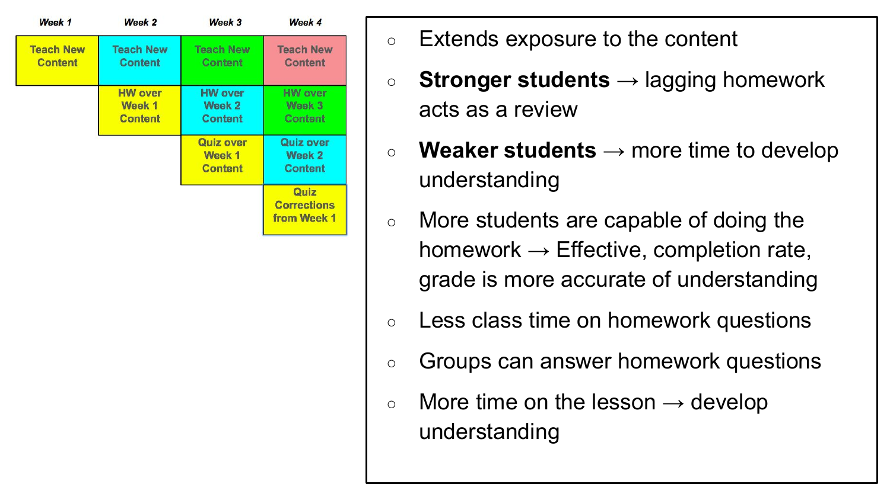| Week 1 | Week 2 | Week 3 | Week 4 |
|---|---|---|---|
| Teach New Content | Teach New Content | Teach New Content | Teach New Content |
| | HW over Week 1 Content | HW over Week 2 Content | HW over Week 3 Content |
| | | Quiz over Week 1 Content | Quiz over Week 2 Content |
| | | | Quiz Corrections from Week 1 |

- Extends exposure to the content
- **Stronger students** → lagging homework acts as a review
- **Weaker students** → more time to develop understanding
- More students are capable of doing the homework → Effective, completion rate, grade is more accurate of understanding
- Less class time on homework questions
- Groups can answer homework questions
- More time on the lesson → develop understanding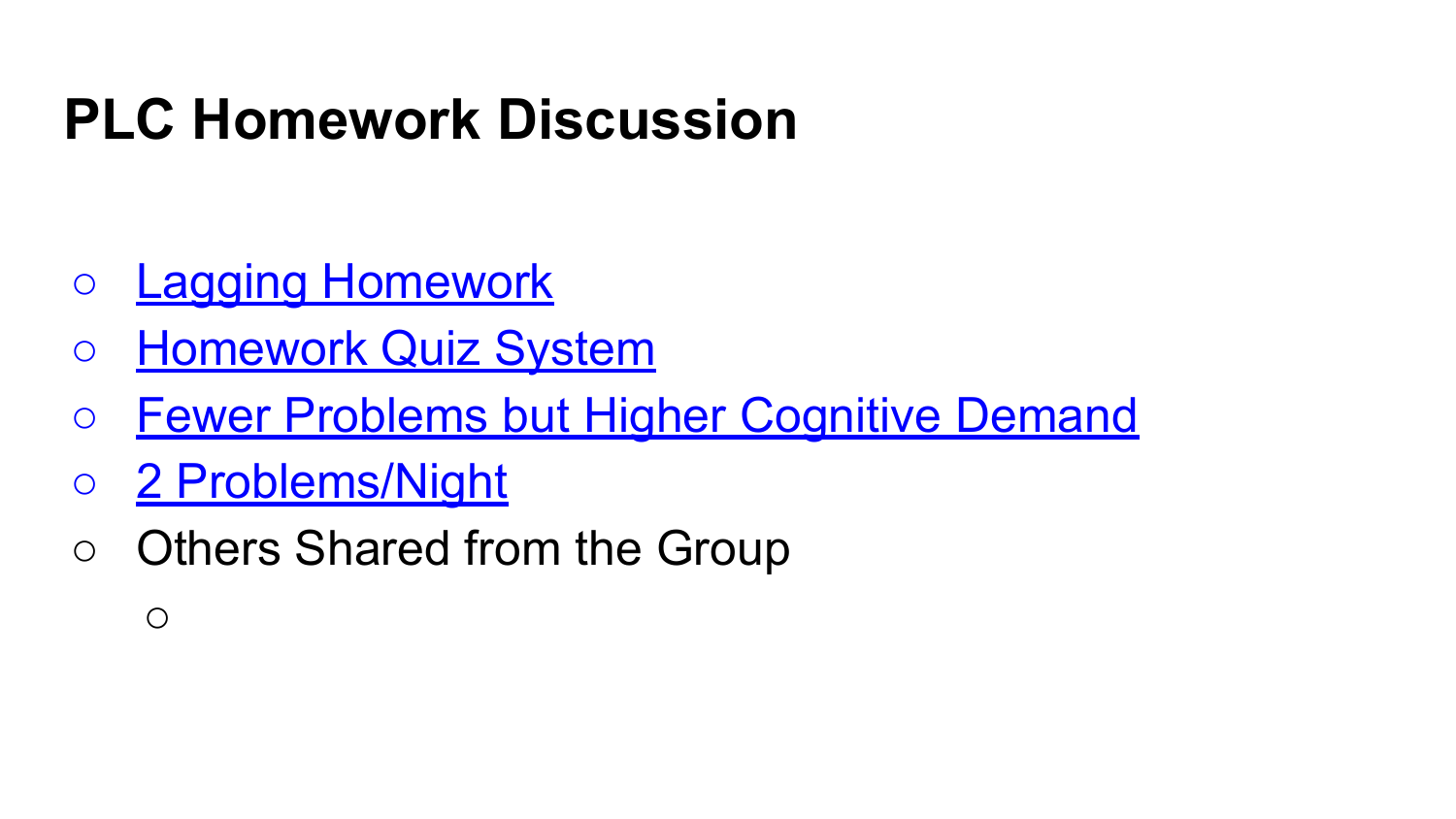# PLC Homework Discussion

- Lagging Homework
- Homework Quiz System
- Fewer Problems but Higher Cognitive Demand
- 2 Problems/Night
- Others Shared from the Group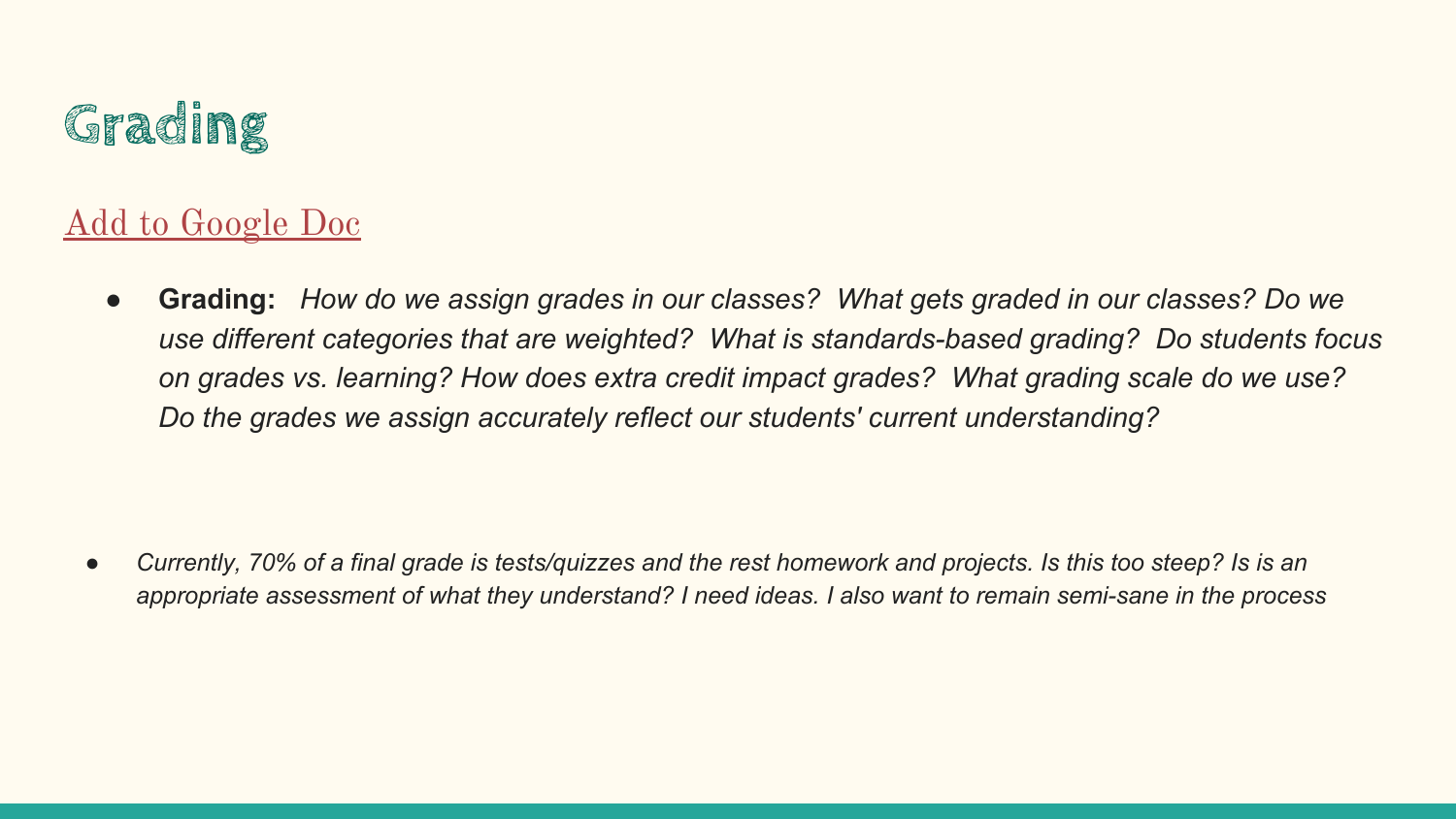# Grading

[Add to Google Doc]

- **Grading:** *How do we assign grades in our classes? What gets graded in our classes? Do we use different categories that are weighted? What is standards-based grading? Do students focus on grades vs. learning? How does extra credit impact grades? What grading scale do we use? Do the grades we assign accurately reflect our students' current understanding?*

- *Currently, 70% of a final grade is tests/quizzes and the rest homework and projects. Is this too steep? Is is an appropriate assessment of what they understand? I need ideas. I also want to remain semi-sane in the process*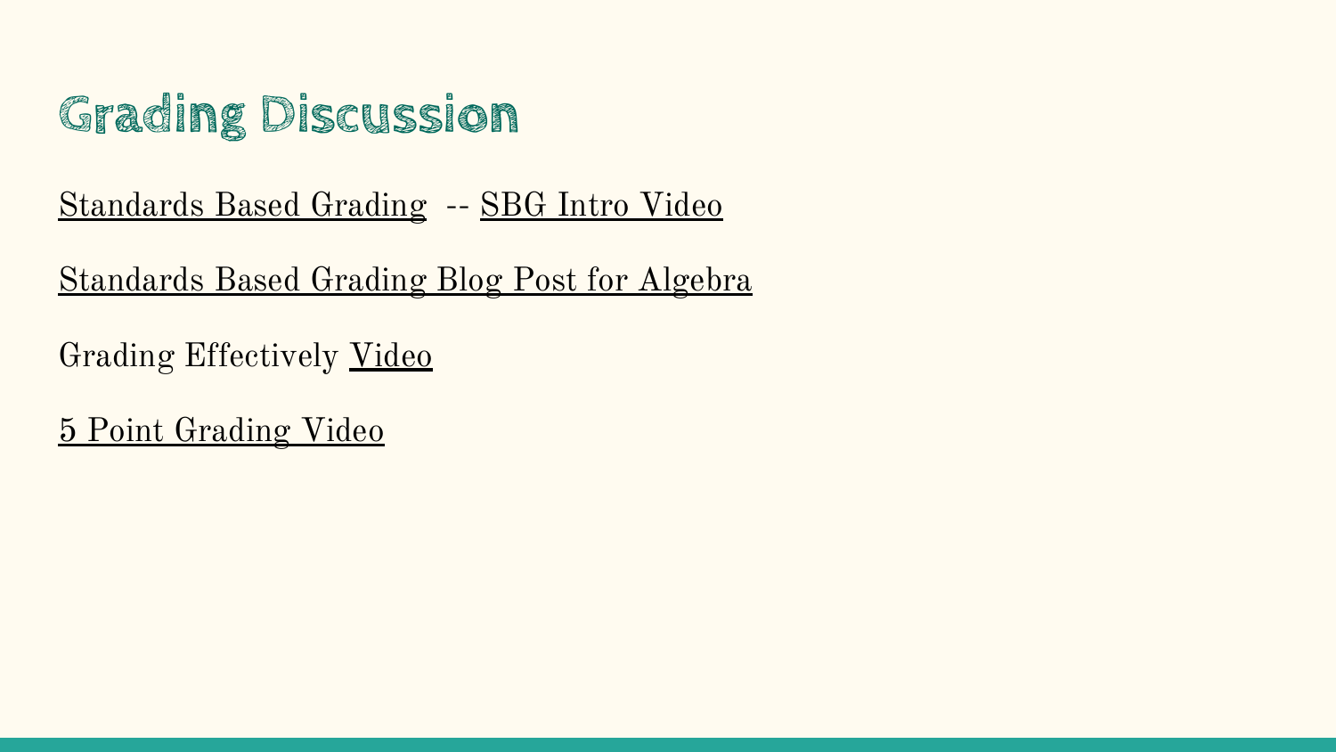# Grading Discussion

Standards Based Grading -- SBG Intro Video

Standards Based Grading Blog Post for Algebra

Grading Effectively Video

5 Point Grading Video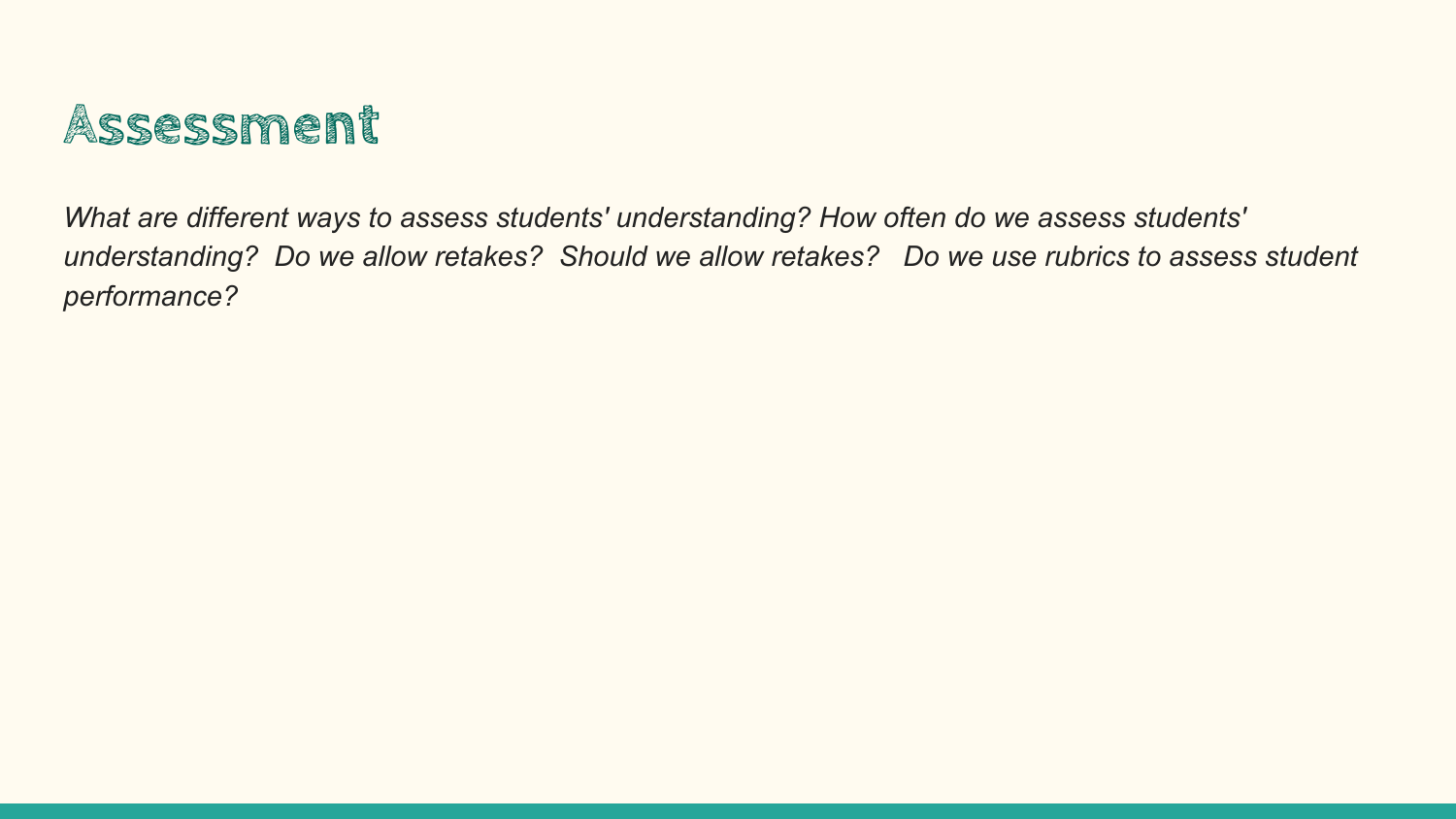# Assessment

*What are different ways to assess students' understanding? How often do we assess students' understanding? Do we allow retakes? Should we allow retakes? Do we use rubrics to assess student performance?*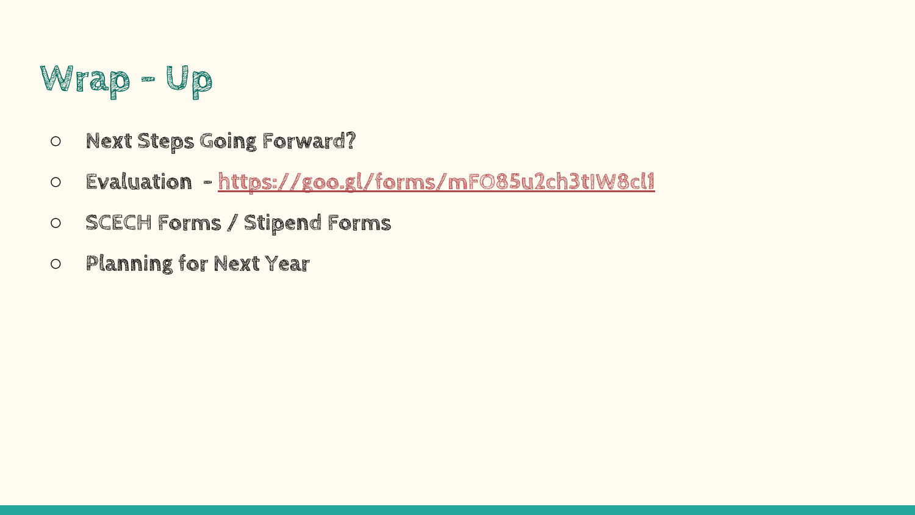# Wrap - Up

- Next Steps Going Forward?
- Evaluation - https://goo.gl/forms/mFO85u2ch3tIW8cl1
- SCECH Forms / Stipend Forms
- Planning for Next Year